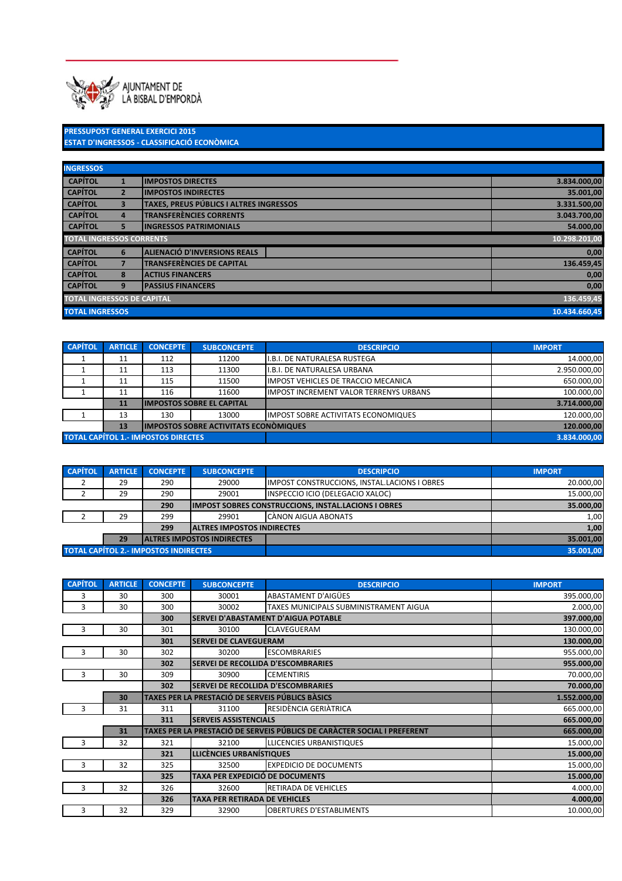AJUNTAMENT DE LA BISBAL D'EMPORDÀ

## PRESSUPOST GENERAL EXERCICI 2015
## ESTAT D'INGRESSOS - CLASSIFICACIÓ ECONÒMICA

| INGRESSOS | | | |
|---|---|---|---|
| CAPÍTOL | 1 | IMPOSTOS DIRECTES | 3.834.000,00 |
| CAPÍTOL | 2 | IMPOSTOS INDIRECTES | 35.001,00 |
| CAPÍTOL | 3 | TAXES, PREUS PÚBLICS I ALTRES INGRESSOS | 3.331.500,00 |
| CAPÍTOL | 4 | TRANSFERÈNCIES CORRENTS | 3.043.700,00 |
| CAPÍTOL | 5 | INGRESSOS PATRIMONIALS | 54.000,00 |
| **TOTAL INGRESSOS CORRENTS** | | | **10.298.201,00** |
| CAPÍTOL | 6 | ALIENACIÓ D'INVERSIONS REALS | 0,00 |
| CAPÍTOL | 7 | TRANSFERÈNCIES DE CAPITAL | 136.459,45 |
| CAPÍTOL | 8 | ACTIUS FINANCERS | 0,00 |
| CAPÍTOL | 9 | PASSIUS FINANCERS | 0,00 |
| **TOTAL INGRESSOS DE CAPITAL** | | | **136.459,45** |
| **TOTAL INGRESSOS** | | | **10.434.660,45** |

| CAPÍTOL | ARTICLE | CONCEPTE | SUBCONCEPTE | DESCRIPCIO | IMPORT |
|---|---|---|---|---|---|
| 1 | 11 | 112 | 11200 | I.B.I. DE NATURALESA RUSTEGA | 14.000,00 |
| 1 | 11 | 113 | 11300 | I.B.I. DE NATURALESA URBANA | 2.950.000,00 |
| 1 | 11 | 115 | 11500 | IMPOST VEHICLES DE TRACCIO MECANICA | 650.000,00 |
| 1 | 11 | 116 | 11600 | IMPOST INCREMENT VALOR TERRENYS URBANS | 100.000,00 |
| | **11** | **IMPOSTOS SOBRE EL CAPITAL** | | | **3.714.000,00** |
| 1 | 13 | 130 | 13000 | IMPOST SOBRE ACTIVITATS ECONOMIQUES | 120.000,00 |
| | **13** | **IMPOSTOS SOBRE ACTIVITATS ECONÒMIQUES** | | | **120.000,00** |
| **TOTAL CAPÍTOL 1.- IMPOSTOS DIRECTES** | | | | | **3.834.000,00** |

| CAPÍTOL | ARTICLE | CONCEPTE | SUBCONCEPTE | DESCRIPCIO | IMPORT |
|---|---|---|---|---|---|
| 2 | 29 | 290 | 29000 | IMPOST CONSTRUCCIONS, INSTAL.LACIONS I OBRES | 20.000,00 |
| 2 | 29 | 290 | 29001 | INSPECCIO ICIO (DELEGACIO XALOC) | 15.000,00 |
| | | **290** | **IMPOST SOBRES CONSTRUCCIONS, INSTAL.LACIONS I OBRES** | | **35.000,00** |
| 2 | 29 | 299 | 29901 | CÀNON AIGUA ABONATS | 1,00 |
| | | **299** | **ALTRES IMPOSTOS INDIRECTES** | | **1,00** |
| | **29** | **ALTRES IMPOSTOS INDIRECTES** | | | **35.001,00** |
| **TOTAL CAPÍTOL 2.- IMPOSTOS INDIRECTES** | | | | | **35.001,00** |

| CAPÍTOL | ARTICLE | CONCEPTE | SUBCONCEPTE | DESCRIPCIO | IMPORT |
|---|---|---|---|---|---|
| 3 | 30 | 300 | 30001 | ABASTAMENT D'AIGÜES | 395.000,00 |
| 3 | 30 | 300 | 30002 | TAXES MUNICIPALS SUBMINISTRAMENT AIGUA | 2.000,00 |
| | | **300** | **SERVEI D'ABASTAMENT D'AIGUA POTABLE** | | **397.000,00** |
| 3 | 30 | 301 | 30100 | CLAVEGUERAM | 130.000,00 |
| | | **301** | **SERVEI DE CLAVEGUERAM** | | **130.000,00** |
| 3 | 30 | 302 | 30200 | ESCOMBRARIES | 955.000,00 |
| | | **302** | **SERVEI DE RECOLLIDA D'ESCOMBRARIES** | | **955.000,00** |
| 3 | 30 | 309 | 30900 | CEMENTIRIS | 70.000,00 |
| | | **302** | **SERVEI DE RECOLLIDA D'ESCOMBRARIES** | | **70.000,00** |
| | **30** | **TAXES PER LA PRESTACIÓ DE SERVEIS PÚBLICS BÀSICS** | | | **1.552.000,00** |
| 3 | 31 | 311 | 31100 | RESIDÈNCIA GERIÀTRICA | 665.000,00 |
| | | **311** | **SERVEIS ASSISTENCIALS** | | **665.000,00** |
| | **31** | **TAXES PER LA PRESTACIÓ DE SERVEIS PÚBLICS DE CARÀCTER SOCIAL I PREFERENT** | | | **665.000,00** |
| 3 | 32 | 321 | 32100 | LLICENCIES URBANISTIQUES | 15.000,00 |
| | | **321** | **LLICÈNCIES URBANÍSTIQUES** | | **15.000,00** |
| 3 | 32 | 325 | 32500 | EXPEDICIO DE DOCUMENTS | 15.000,00 |
| | | **325** | **TAXA PER EXPEDICIÓ DE DOCUMENTS** | | **15.000,00** |
| 3 | 32 | 326 | 32600 | RETIRADA DE VEHICLES | 4.000,00 |
| | | **326** | **TAXA PER RETIRADA DE VEHICLES** | | **4.000,00** |
| 3 | 32 | 329 | 32900 | OBERTURES D'ESTABLIMENTS | 10.000,00 |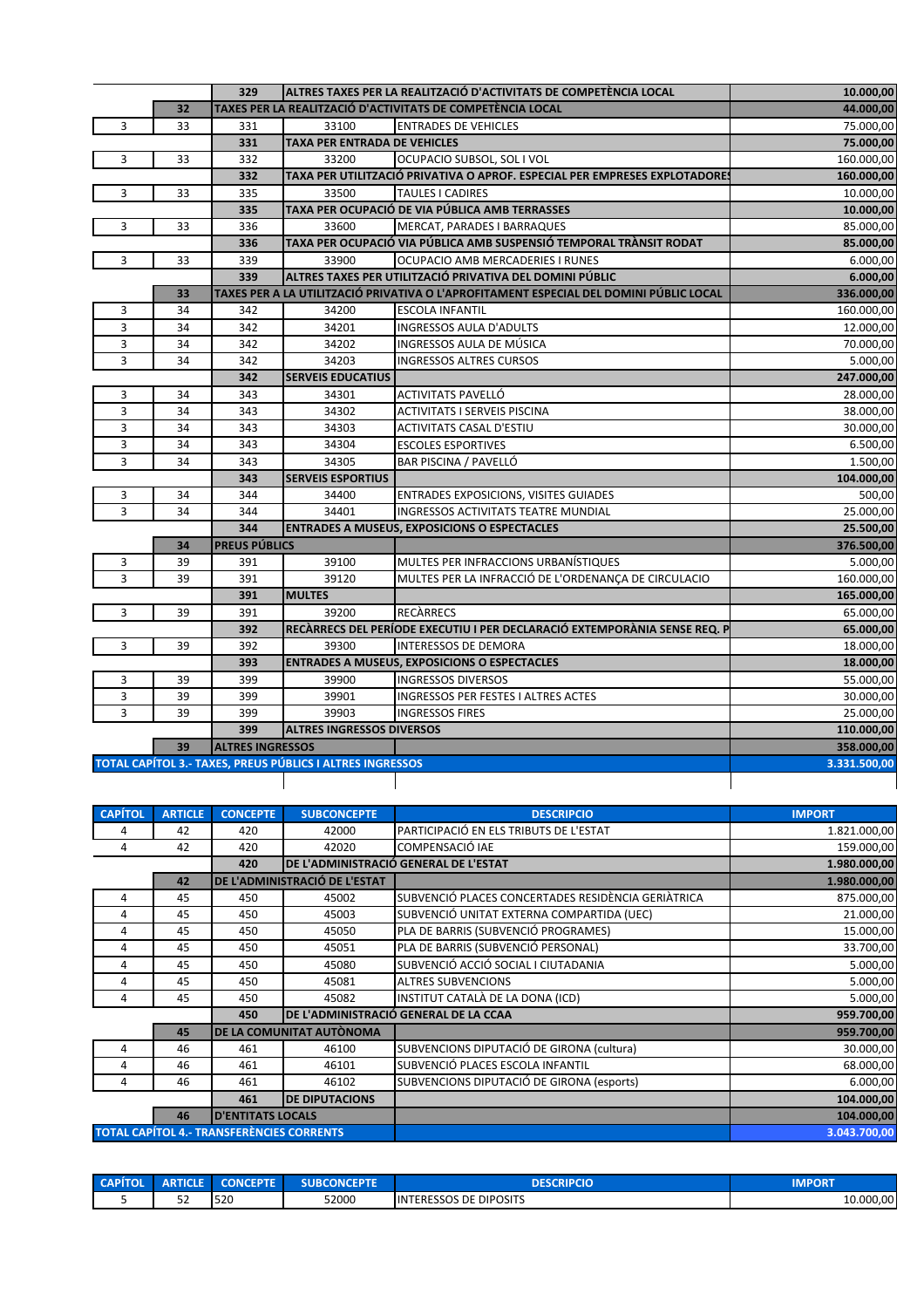| | | | | | |
|---|---|---|---|---|---|
| | | 329 | ALTRES TAXES PER LA REALITZACIÓ D'ACTIVITATS DE COMPETÈNCIA LOCAL | | 10.000,00 |
| | 32 | TAXES PER LA REALITZACIÓ D'ACTIVITATS DE COMPETÈNCIA LOCAL | | | 44.000,00 |
| 3 | 33 | 331 | 33100 | ENTRADES DE VEHICLES | 75.000,00 |
| | | 331 | TAXA PER ENTRADA DE VEHICLES | | 75.000,00 |
| 3 | 33 | 332 | 33200 | OCUPACIO SUBSOL, SOL I VOL | 160.000,00 |
| | | 332 | TAXA PER UTILITZACIÓ PRIVATIVA O APROF. ESPECIAL PER EMPRESES EXPLOTADORES | | 160.000,00 |
| 3 | 33 | 335 | 33500 | TAULES I CADIRES | 10.000,00 |
| | | 335 | TAXA PER OCUPACIÓ DE VIA PÚBLICA AMB TERRASSES | | 10.000,00 |
| 3 | 33 | 336 | 33600 | MERCAT, PARADES I BARRAQUES | 85.000,00 |
| | | 336 | TAXA PER OCUPACIÓ VIA PÚBLICA AMB SUSPENSIÓ TEMPORAL TRÀNSIT RODAT | | 85.000,00 |
| 3 | 33 | 339 | 33900 | OCUPACIO AMB MERCADERIES I RUNES | 6.000,00 |
| | | 339 | ALTRES TAXES PER UTILITZACIÓ PRIVATIVA DEL DOMINI PÚBLIC | | 6.000,00 |
| | 33 | TAXES PER A LA UTILITZACIÓ PRIVATIVA O L'APROFITAMENT ESPECIAL DEL DOMINI PÚBLIC LOCAL | | | 336.000,00 |
| 3 | 34 | 342 | 34200 | ESCOLA INFANTIL | 160.000,00 |
| 3 | 34 | 342 | 34201 | INGRESSOS AULA D'ADULTS | 12.000,00 |
| 3 | 34 | 342 | 34202 | INGRESSOS AULA DE MÚSICA | 70.000,00 |
| 3 | 34 | 342 | 34203 | INGRESSOS ALTRES CURSOS | 5.000,00 |
| | | 342 | SERVEIS EDUCATIUS | | 247.000,00 |
| 3 | 34 | 343 | 34301 | ACTIVITATS PAVELLÓ | 28.000,00 |
| 3 | 34 | 343 | 34302 | ACTIVITATS I SERVEIS PISCINA | 38.000,00 |
| 3 | 34 | 343 | 34303 | ACTIVITATS CASAL D'ESTIU | 30.000,00 |
| 3 | 34 | 343 | 34304 | ESCOLES ESPORTIVES | 6.500,00 |
| 3 | 34 | 343 | 34305 | BAR PISCINA / PAVELLÓ | 1.500,00 |
| | | 343 | SERVEIS ESPORTIUS | | 104.000,00 |
| 3 | 34 | 344 | 34400 | ENTRADES EXPOSICIONS, VISITES GUIADES | 500,00 |
| 3 | 34 | 344 | 34401 | INGRESSOS ACTIVITATS TEATRE MUNDIAL | 25.000,00 |
| | | 344 | ENTRADES A MUSEUS, EXPOSICIONS O ESPECTACLES | | 25.500,00 |
| | 34 | PREUS PÚBLICS | | | 376.500,00 |
| 3 | 39 | 391 | 39100 | MULTES PER INFRACCIONS URBANÍSTIQUES | 5.000,00 |
| 3 | 39 | 391 | 39120 | MULTES PER LA INFRACCIÓ DE L'ORDENANÇA DE CIRCULACIO | 160.000,00 |
| | | 391 | MULTES | | 165.000,00 |
| 3 | 39 | 391 | 39200 | RECÀRRECS | 65.000,00 |
| | | 392 | RECÀRRECS DEL PERÍODE EXECUTIU I PER DECLARACIÓ EXTEMPORÀNIA SENSE REQ. P | | 65.000,00 |
| 3 | 39 | 392 | 39300 | INTERESSOS DE DEMORA | 18.000,00 |
| | | 393 | ENTRADES A MUSEUS, EXPOSICIONS O ESPECTACLES | | 18.000,00 |
| 3 | 39 | 399 | 39900 | INGRESSOS DIVERSOS | 55.000,00 |
| 3 | 39 | 399 | 39901 | INGRESSOS PER FESTES I ALTRES ACTES | 30.000,00 |
| 3 | 39 | 399 | 39903 | INGRESSOS FIRES | 25.000,00 |
| | | 399 | ALTRES INGRESSOS DIVERSOS | | 110.000,00 |
| | 39 | ALTRES INGRESSOS | | | 358.000,00 |
| TOTAL CAPÍTOL 3.- TAXES, PREUS PÚBLICS I ALTRES INGRESSOS | | | | | 3.331.500,00 |

| CAPÍTOL | ARTICLE | CONCEPTE | SUBCONCEPTE | DESCRIPCIO | IMPORT |
|---|---|---|---|---|---|
| 4 | 42 | 420 | 42000 | PARTICIPACIÓ EN ELS TRIBUTS DE L'ESTAT | 1.821.000,00 |
| 4 | 42 | 420 | 42020 | COMPENSACIÓ IAE | 159.000,00 |
| | | 420 | DE L'ADMINISTRACIÓ GENERAL DE L'ESTAT | | 1.980.000,00 |
| | 42 | DE L'ADMINISTRACIÓ DE L'ESTAT | | | 1.980.000,00 |
| 4 | 45 | 450 | 45002 | SUBVENCIÓ PLACES CONCERTADES RESIDÈNCIA GERIÀTRICA | 875.000,00 |
| 4 | 45 | 450 | 45003 | SUBVENCIÓ UNITAT EXTERNA COMPARTIDA (UEC) | 21.000,00 |
| 4 | 45 | 450 | 45050 | PLA DE BARRIS (SUBVENCIÓ PROGRAMES) | 15.000,00 |
| 4 | 45 | 450 | 45051 | PLA DE BARRIS (SUBVENCIÓ PERSONAL) | 33.700,00 |
| 4 | 45 | 450 | 45080 | SUBVENCIÓ ACCIÓ SOCIAL I CIUTADANIA | 5.000,00 |
| 4 | 45 | 450 | 45081 | ALTRES SUBVENCIONS | 5.000,00 |
| 4 | 45 | 450 | 45082 | INSTITUT CATALÀ DE LA DONA (ICD) | 5.000,00 |
| | | 450 | DE L'ADMINISTRACIÓ GENERAL DE LA CCAA | | 959.700,00 |
| | 45 | DE LA COMUNITAT AUTÒNOMA | | | 959.700,00 |
| 4 | 46 | 461 | 46100 | SUBVENCIONS DIPUTACIÓ DE GIRONA (cultura) | 30.000,00 |
| 4 | 46 | 461 | 46101 | SUBVENCIÓ PLACES ESCOLA INFANTIL | 68.000,00 |
| 4 | 46 | 461 | 46102 | SUBVENCIONS DIPUTACIÓ DE GIRONA (esports) | 6.000,00 |
| | | 461 | DE DIPUTACIONS | | 104.000,00 |
| | 46 | D'ENTITATS LOCALS | | | 104.000,00 |
| TOTAL CAPÍTOL 4.- TRANSFERÈNCIES CORRENTS | | | | | 3.043.700,00 |

| CAPÍTOL | ARTICLE | CONCEPTE | SUBCONCEPTE | DESCRIPCIO | IMPORT |
|---|---|---|---|---|---|
| 5 | 52 | 520 | 52000 | INTERESSOS DE DIPOSITS | 10.000,00 |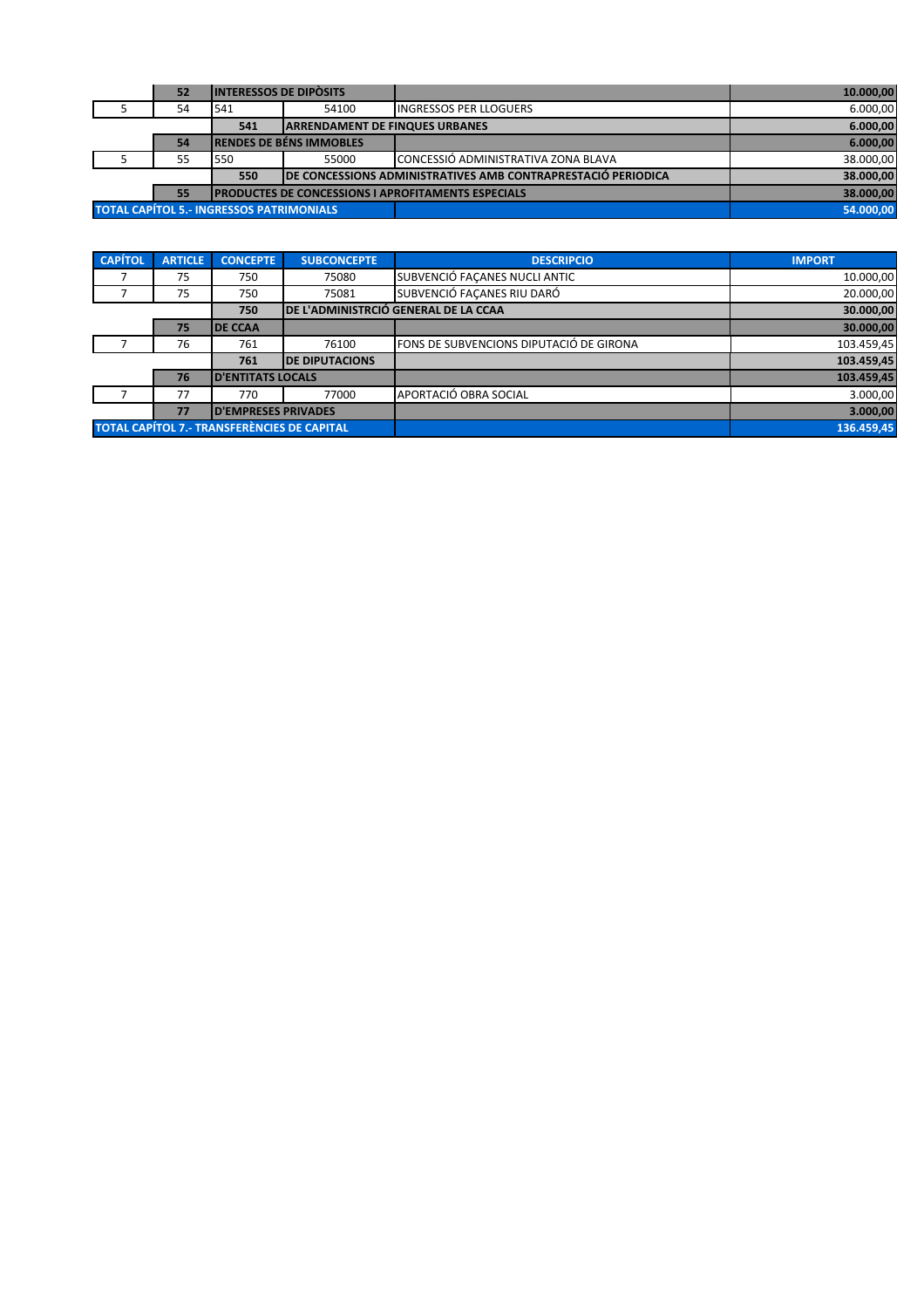| | | | | | |
|---|---|---|---|---|---|
| | **52** | **INTERESSOS DE DIPÒSITS** | | | **10.000,00** |
| 5 | 54 | 541 | 54100 | INGRESSOS PER LLOGUERS | 6.000,00 |
| | | **541** | **ARRENDAMENT DE FINQUES URBANES** | | **6.000,00** |
| | **54** | **RENDES DE BÉNS IMMOBLES** | | | **6.000,00** |
| 5 | 55 | 550 | 55000 | CONCESSIÓ ADMINISTRATIVA ZONA BLAVA | 38.000,00 |
| | | **550** | **DE CONCESSIONS ADMINISTRATIVES AMB CONTRAPRESTACIÓ PERIODICA** | | **38.000,00** |
| | **55** | **PRODUCTES DE CONCESSIONS I APROFITAMENTS ESPECIALS** | | | **38.000,00** |
| **TOTAL CAPÍTOL 5.- INGRESSOS PATRIMONIALS** | | | | | **54.000,00** |

| CAPÍTOL | ARTICLE | CONCEPTE | SUBCONCEPTE | DESCRIPCIO | IMPORT |
|---|---|---|---|---|---|
| 7 | 75 | 750 | 75080 | SUBVENCIÓ FAÇANES NUCLI ANTIC | 10.000,00 |
| 7 | 75 | 750 | 75081 | SUBVENCIÓ FAÇANES RIU DARÓ | 20.000,00 |
| | | **750** | **DE L'ADMINISTRCIÓ GENERAL DE LA CCAA** | | **30.000,00** |
| | **75** | **DE CCAA** | | | **30.000,00** |
| 7 | 76 | 761 | 76100 | FONS DE SUBVENCIONS DIPUTACIÓ DE GIRONA | 103.459,45 |
| | | **761** | **DE DIPUTACIONS** | | **103.459,45** |
| | **76** | **D'ENTITATS LOCALS** | | | **103.459,45** |
| 7 | 77 | 770 | 77000 | APORTACIÓ OBRA SOCIAL | 3.000,00 |
| | **77** | **D'EMPRESES PRIVADES** | | | **3.000,00** |
| **TOTAL CAPÍTOL 7.- TRANSFERÈNCIES DE CAPITAL** | | | | | **136.459,45** |